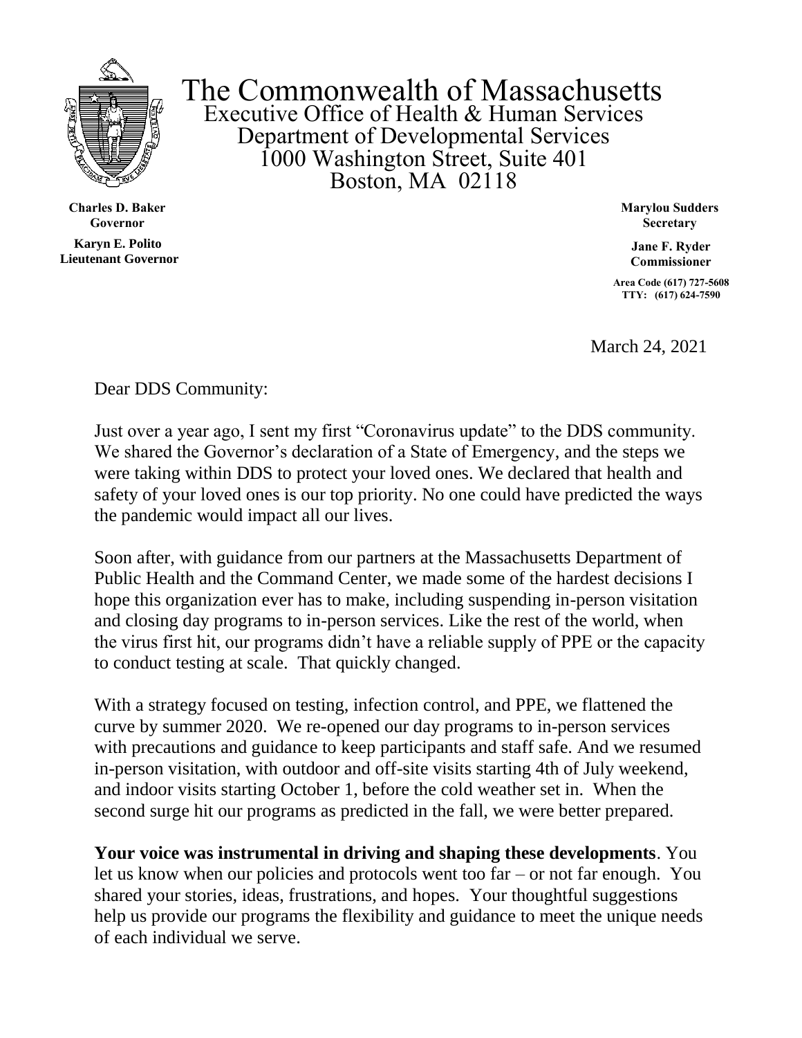# The Commonwealth of Massachusetts

Executive Office of Health & Human Services
Department of Developmental Services
1000 Washington Street, Suite 401
Boston, MA 02118

**Charles D. Baker**
**Governor**

**Karyn E. Polito**
**Lieutenant Governor**

**Marylou Sudders**
**Secretary**

**Jane F. Ryder**
**Commissioner**

**Area Code (617) 727-5608**
**TTY: (617) 624-7590**

March 24, 2021

Dear DDS Community:

Just over a year ago, I sent my first "Coronavirus update" to the DDS community. We shared the Governor's declaration of a State of Emergency, and the steps we were taking within DDS to protect your loved ones. We declared that health and safety of your loved ones is our top priority. No one could have predicted the ways the pandemic would impact all our lives.

Soon after, with guidance from our partners at the Massachusetts Department of Public Health and the Command Center, we made some of the hardest decisions I hope this organization ever has to make, including suspending in-person visitation and closing day programs to in-person services. Like the rest of the world, when the virus first hit, our programs didn't have a reliable supply of PPE or the capacity to conduct testing at scale. That quickly changed.

With a strategy focused on testing, infection control, and PPE, we flattened the curve by summer 2020. We re-opened our day programs to in-person services with precautions and guidance to keep participants and staff safe. And we resumed in-person visitation, with outdoor and off-site visits starting 4th of July weekend, and indoor visits starting October 1, before the cold weather set in. When the second surge hit our programs as predicted in the fall, we were better prepared.

**Your voice was instrumental in driving and shaping these developments**. You let us know when our policies and protocols went too far – or not far enough. You shared your stories, ideas, frustrations, and hopes. Your thoughtful suggestions help us provide our programs the flexibility and guidance to meet the unique needs of each individual we serve.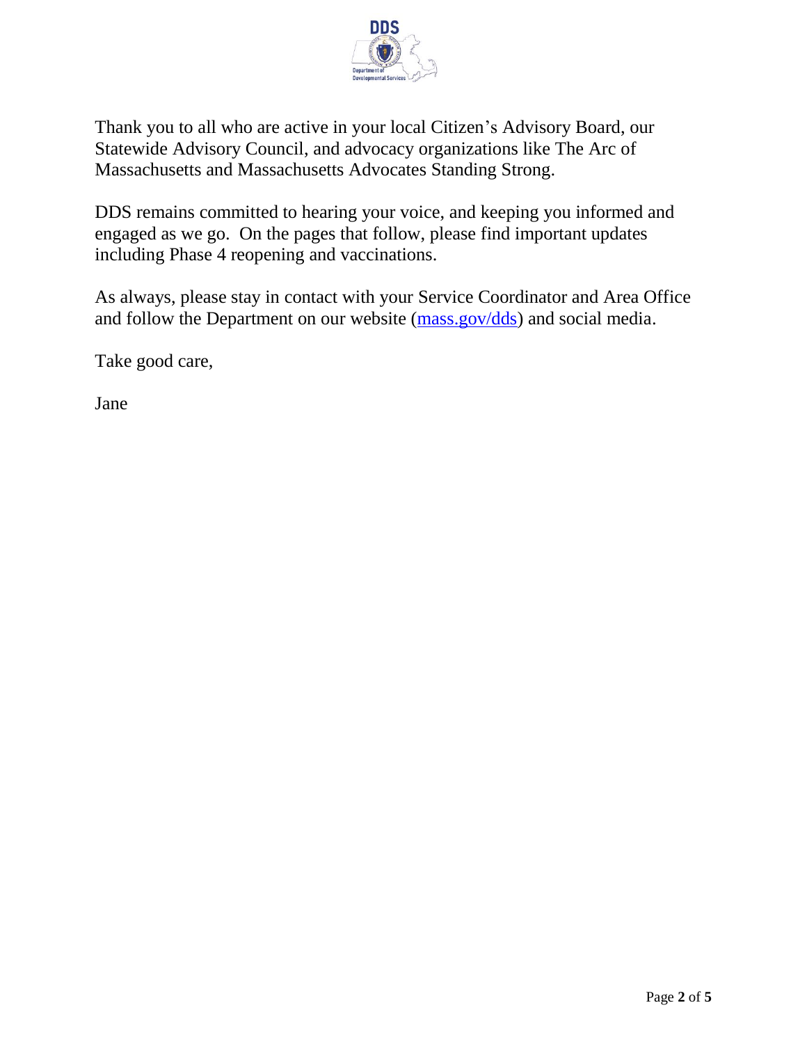Thank you to all who are active in your local Citizen's Advisory Board, our Statewide Advisory Council, and advocacy organizations like The Arc of Massachusetts and Massachusetts Advocates Standing Strong.

DDS remains committed to hearing your voice, and keeping you informed and engaged as we go. On the pages that follow, please find important updates including Phase 4 reopening and vaccinations.

As always, please stay in contact with your Service Coordinator and Area Office and follow the Department on our website ([mass.gov/dds](mass.gov/dds)) and social media.

Take good care,

Jane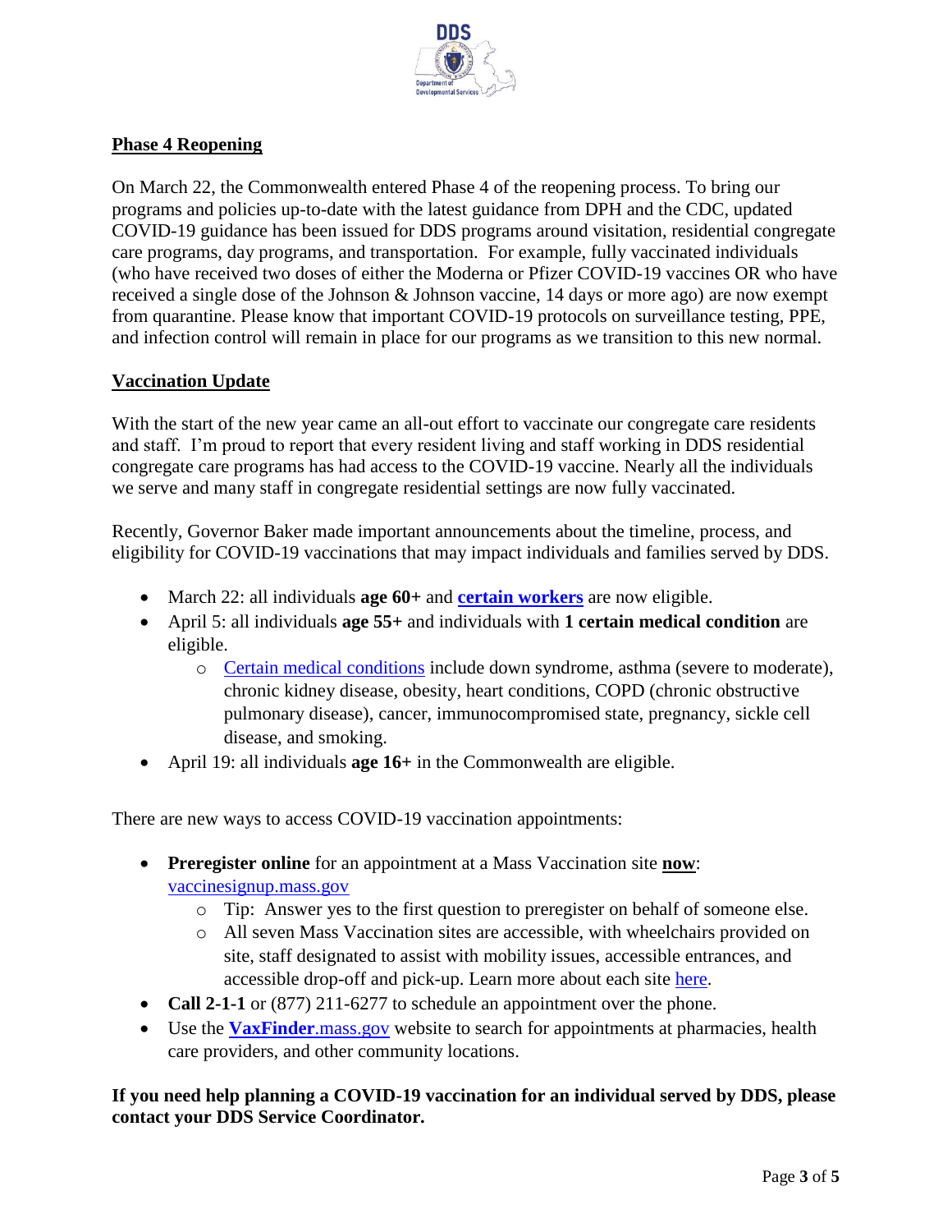## Phase 4 Reopening

On March 22, the Commonwealth entered Phase 4 of the reopening process. To bring our programs and policies up-to-date with the latest guidance from DPH and the CDC, updated COVID-19 guidance has been issued for DDS programs around visitation, residential congregate care programs, day programs, and transportation. For example, fully vaccinated individuals (who have received two doses of either the Moderna or Pfizer COVID-19 vaccines OR who have received a single dose of the Johnson & Johnson vaccine, 14 days or more ago) are now exempt from quarantine. Please know that important COVID-19 protocols on surveillance testing, PPE, and infection control will remain in place for our programs as we transition to this new normal.

## Vaccination Update

With the start of the new year came an all-out effort to vaccinate our congregate care residents and staff. I'm proud to report that every resident living and staff working in DDS residential congregate care programs has had access to the COVID-19 vaccine. Nearly all the individuals we serve and many staff in congregate residential settings are now fully vaccinated.

Recently, Governor Baker made important announcements about the timeline, process, and eligibility for COVID-19 vaccinations that may impact individuals and families served by DDS.

- March 22: all individuals **age 60+** and **certain workers** are now eligible.
- April 5: all individuals **age 55+** and individuals with **1 certain medical condition** are eligible.
  - Certain medical conditions include down syndrome, asthma (severe to moderate), chronic kidney disease, obesity, heart conditions, COPD (chronic obstructive pulmonary disease), cancer, immunocompromised state, pregnancy, sickle cell disease, and smoking.
- April 19: all individuals **age 16+** in the Commonwealth are eligible.

There are new ways to access COVID-19 vaccination appointments:

- **Preregister online** for an appointment at a Mass Vaccination site **now**: vaccinesignup.mass.gov
  - Tip: Answer yes to the first question to preregister on behalf of someone else.
  - All seven Mass Vaccination sites are accessible, with wheelchairs provided on site, staff designated to assist with mobility issues, accessible entrances, and accessible drop-off and pick-up. Learn more about each site here.
- **Call 2-1-1** or (877) 211-6277 to schedule an appointment over the phone.
- Use the **VaxFinder**.mass.gov website to search for appointments at pharmacies, health care providers, and other community locations.

**If you need help planning a COVID-19 vaccination for an individual served by DDS, please contact your DDS Service Coordinator.**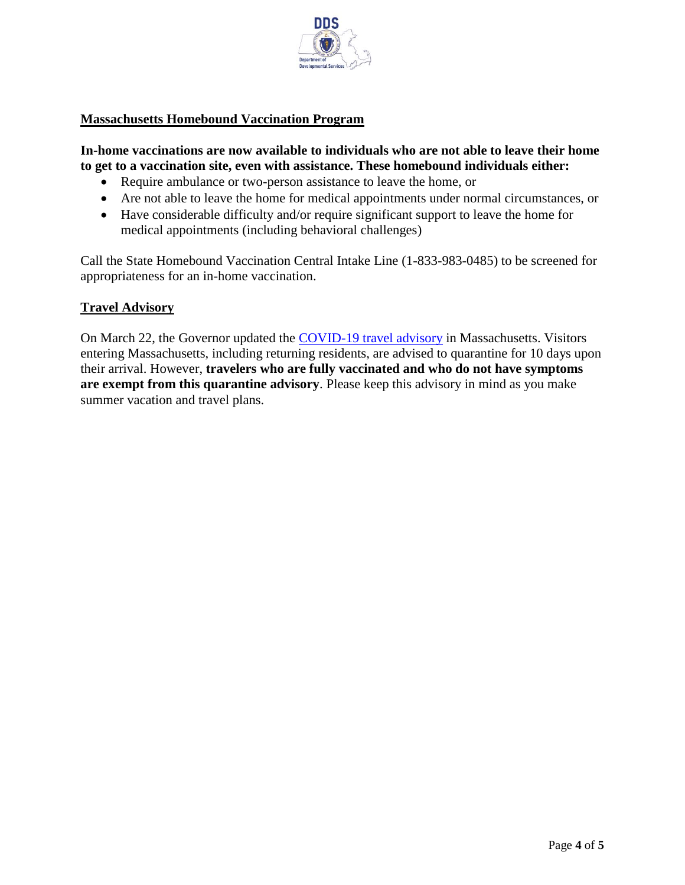## Massachusetts Homebound Vaccination Program

**In-home vaccinations are now available to individuals who are not able to leave their home to get to a vaccination site, even with assistance. These homebound individuals either:**

- Require ambulance or two-person assistance to leave the home, or
- Are not able to leave the home for medical appointments under normal circumstances, or
- Have considerable difficulty and/or require significant support to leave the home for medical appointments (including behavioral challenges)

Call the State Homebound Vaccination Central Intake Line (1-833-983-0485) to be screened for appropriateness for an in-home vaccination.

## Travel Advisory

On March 22, the Governor updated the COVID-19 travel advisory in Massachusetts. Visitors entering Massachusetts, including returning residents, are advised to quarantine for 10 days upon their arrival. However, **travelers who are fully vaccinated and who do not have symptoms are exempt from this quarantine advisory**. Please keep this advisory in mind as you make summer vacation and travel plans.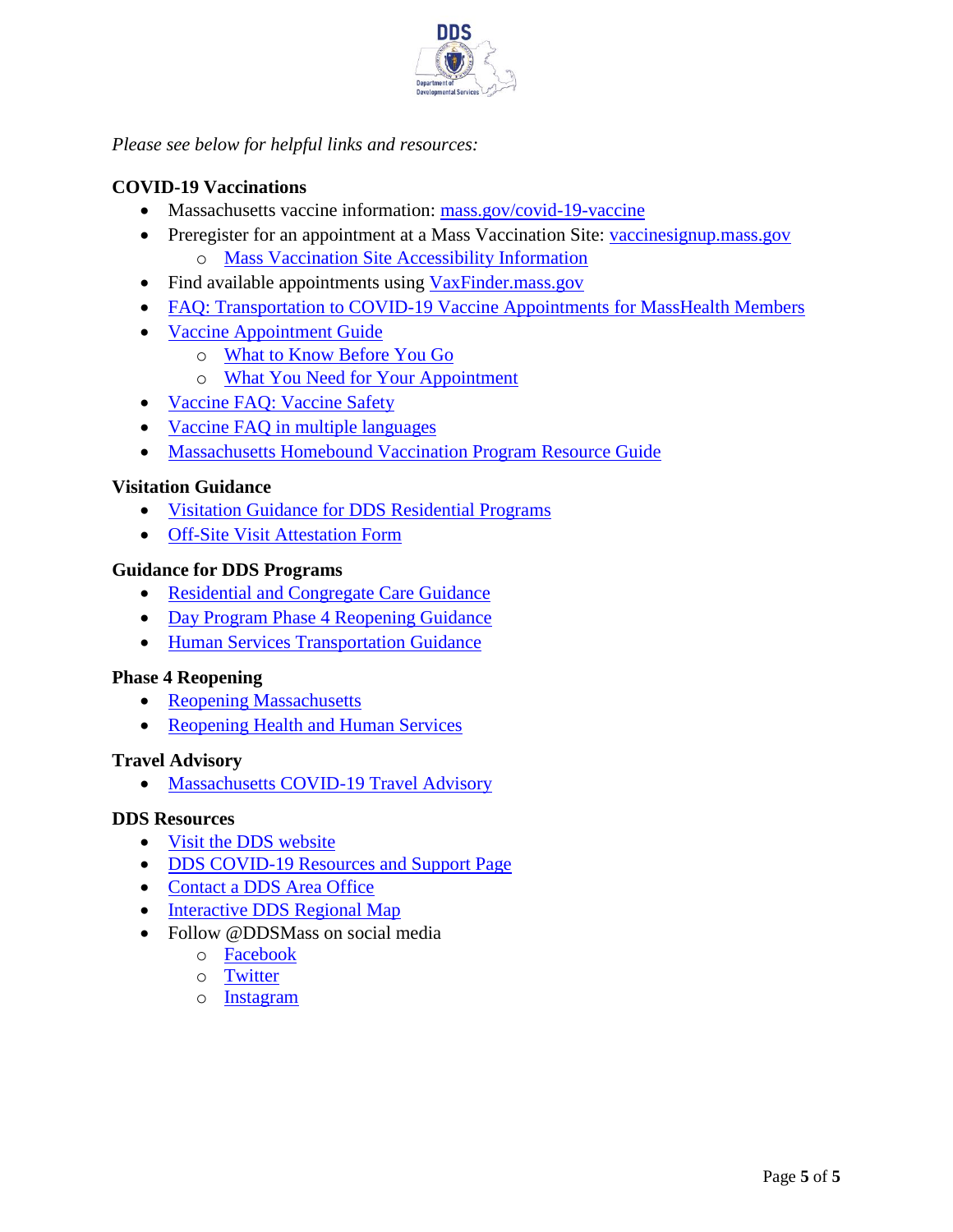*Please see below for helpful links and resources:*

**COVID-19 Vaccinations**

- Massachusetts vaccine information: mass.gov/covid-19-vaccine
- Preregister for an appointment at a Mass Vaccination Site: vaccinesignup.mass.gov
  - Mass Vaccination Site Accessibility Information
- Find available appointments using VaxFinder.mass.gov
- FAQ: Transportation to COVID-19 Vaccine Appointments for MassHealth Members
- Vaccine Appointment Guide
  - What to Know Before You Go
  - What You Need for Your Appointment
- Vaccine FAQ: Vaccine Safety
- Vaccine FAQ in multiple languages
- Massachusetts Homebound Vaccination Program Resource Guide

**Visitation Guidance**

- Visitation Guidance for DDS Residential Programs
- Off-Site Visit Attestation Form

**Guidance for DDS Programs**

- Residential and Congregate Care Guidance
- Day Program Phase 4 Reopening Guidance
- Human Services Transportation Guidance

**Phase 4 Reopening**

- Reopening Massachusetts
- Reopening Health and Human Services

**Travel Advisory**

- Massachusetts COVID-19 Travel Advisory

**DDS Resources**

- Visit the DDS website
- DDS COVID-19 Resources and Support Page
- Contact a DDS Area Office
- Interactive DDS Regional Map
- Follow @DDSMass on social media
  - Facebook
  - Twitter
  - Instagram